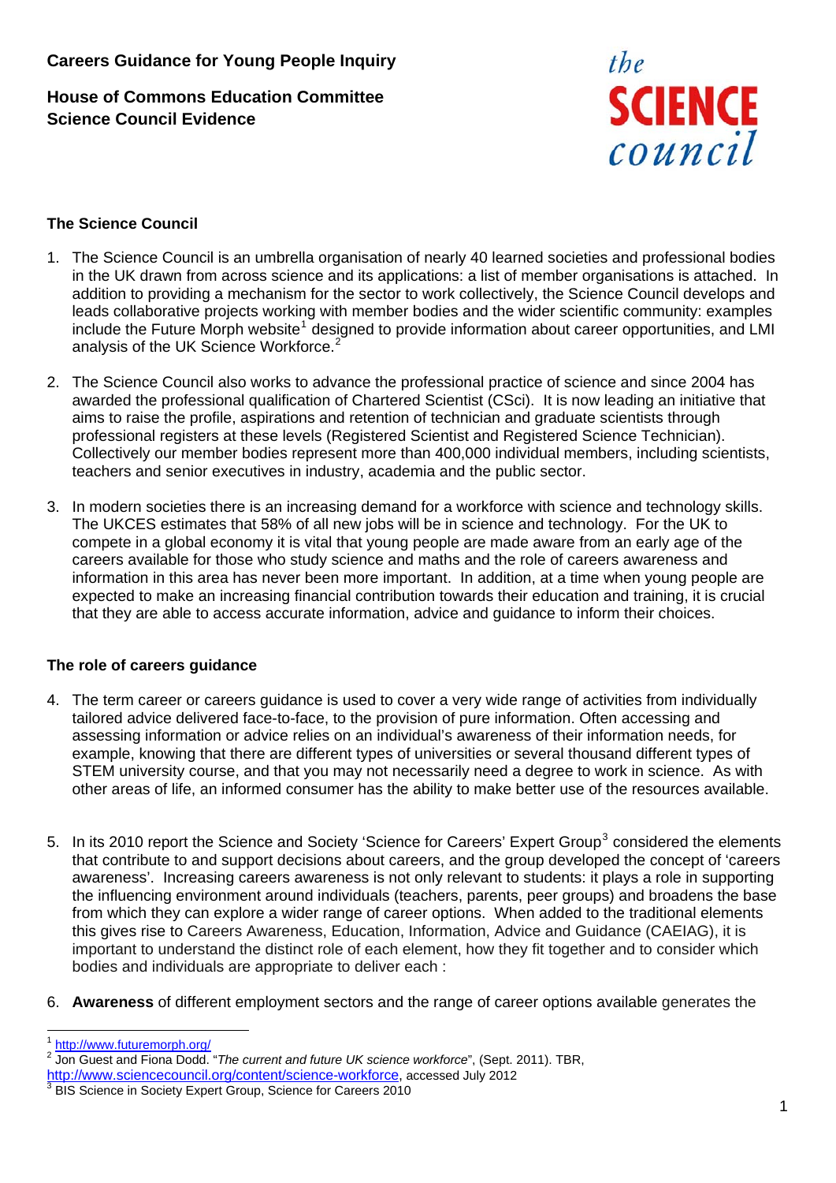**Careers Guidance for Young People Inquiry**

**House of Commons Education Committee**
**Science Council Evidence**

*the* **SCIENCE** *council*

### The Science Council

1. The Science Council is an umbrella organisation of nearly 40 learned societies and professional bodies in the UK drawn from across science and its applications: a list of member organisations is attached. In addition to providing a mechanism for the sector to work collectively, the Science Council develops and leads collaborative projects working with member bodies and the wider scientific community: examples include the Future Morph website[1] designed to provide information about career opportunities, and LMI analysis of the UK Science Workforce.[2]

2. The Science Council also works to advance the professional practice of science and since 2004 has awarded the professional qualification of Chartered Scientist (CSci). It is now leading an initiative that aims to raise the profile, aspirations and retention of technician and graduate scientists through professional registers at these levels (Registered Scientist and Registered Science Technician). Collectively our member bodies represent more than 400,000 individual members, including scientists, teachers and senior executives in industry, academia and the public sector.

3. In modern societies there is an increasing demand for a workforce with science and technology skills. The UKCES estimates that 58% of all new jobs will be in science and technology. For the UK to compete in a global economy it is vital that young people are made aware from an early age of the careers available for those who study science and maths and the role of careers awareness and information in this area has never been more important. In addition, at a time when young people are expected to make an increasing financial contribution towards their education and training, it is crucial that they are able to access accurate information, advice and guidance to inform their choices.

### The role of careers guidance

4. The term career or careers guidance is used to cover a very wide range of activities from individually tailored advice delivered face-to-face, to the provision of pure information. Often accessing and assessing information or advice relies on an individual's awareness of their information needs, for example, knowing that there are different types of universities or several thousand different types of STEM university course, and that you may not necessarily need a degree to work in science. As with other areas of life, an informed consumer has the ability to make better use of the resources available.

5. In its 2010 report the Science and Society 'Science for Careers' Expert Group[3] considered the elements that contribute to and support decisions about careers, and the group developed the concept of 'careers awareness'. Increasing careers awareness is not only relevant to students: it plays a role in supporting the influencing environment around individuals (teachers, parents, peer groups) and broadens the base from which they can explore a wider range of career options. When added to the traditional elements this gives rise to Careers Awareness, Education, Information, Advice and Guidance (CAEIAG), it is important to understand the distinct role of each element, how they fit together and to consider which bodies and individuals are appropriate to deliver each :

6. **Awareness** of different employment sectors and the range of career options available generates the

---

[1] http://www.futuremorph.org/

[2] Jon Guest and Fiona Dodd. "*The current and future UK science workforce*", (Sept. 2011). TBR, http://www.sciencecouncil.org/content/science-workforce, accessed July 2012

[3] BIS Science in Society Expert Group, Science for Careers 2010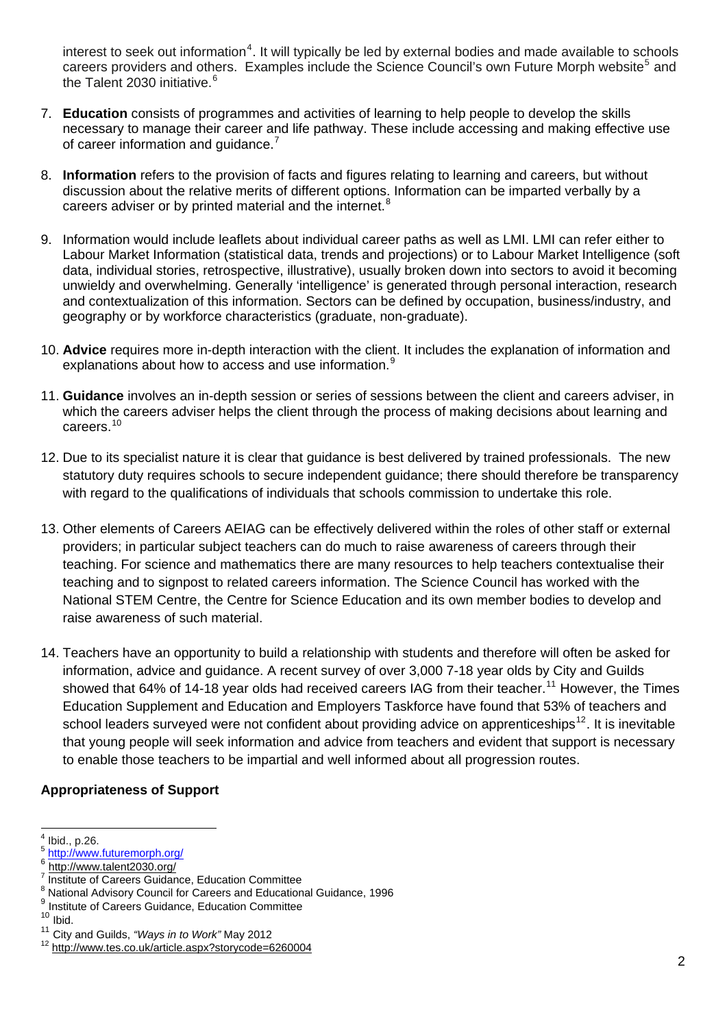interest to seek out information[4]. It will typically be led by external bodies and made available to schools careers providers and others. Examples include the Science Council's own Future Morph website[5] and the Talent 2030 initiative.[6]

7. **Education** consists of programmes and activities of learning to help people to develop the skills necessary to manage their career and life pathway. These include accessing and making effective use of career information and guidance.[7]

8. **Information** refers to the provision of facts and figures relating to learning and careers, but without discussion about the relative merits of different options. Information can be imparted verbally by a careers adviser or by printed material and the internet.[8]

9. Information would include leaflets about individual career paths as well as LMI. LMI can refer either to Labour Market Information (statistical data, trends and projections) or to Labour Market Intelligence (soft data, individual stories, retrospective, illustrative), usually broken down into sectors to avoid it becoming unwieldy and overwhelming. Generally 'intelligence' is generated through personal interaction, research and contextualization of this information. Sectors can be defined by occupation, business/industry, and geography or by workforce characteristics (graduate, non-graduate).

10. **Advice** requires more in-depth interaction with the client. It includes the explanation of information and explanations about how to access and use information.[9]

11. **Guidance** involves an in-depth session or series of sessions between the client and careers adviser, in which the careers adviser helps the client through the process of making decisions about learning and careers.[10]

12. Due to its specialist nature it is clear that guidance is best delivered by trained professionals. The new statutory duty requires schools to secure independent guidance; there should therefore be transparency with regard to the qualifications of individuals that schools commission to undertake this role.

13. Other elements of Careers AEIAG can be effectively delivered within the roles of other staff or external providers; in particular subject teachers can do much to raise awareness of careers through their teaching. For science and mathematics there are many resources to help teachers contextualise their teaching and to signpost to related careers information. The Science Council has worked with the National STEM Centre, the Centre for Science Education and its own member bodies to develop and raise awareness of such material.

14. Teachers have an opportunity to build a relationship with students and therefore will often be asked for information, advice and guidance. A recent survey of over 3,000 7-18 year olds by City and Guilds showed that 64% of 14-18 year olds had received careers IAG from their teacher.[11] However, the Times Education Supplement and Education and Employers Taskforce have found that 53% of teachers and school leaders surveyed were not confident about providing advice on apprenticeships[12]. It is inevitable that young people will seek information and advice from teachers and evident that support is necessary to enable those teachers to be impartial and well informed about all progression routes.

**Appropriateness of Support**

---

[4] Ibid., p.26.
[5] http://www.futuremorph.org/
[6] http://www.talent2030.org/
[7] Institute of Careers Guidance, Education Committee
[8] National Advisory Council for Careers and Educational Guidance, 1996
[9] Institute of Careers Guidance, Education Committee
[10] Ibid.
[11] City and Guilds, *"Ways in to Work"* May 2012
[12] http://www.tes.co.uk/article.aspx?storycode=6260004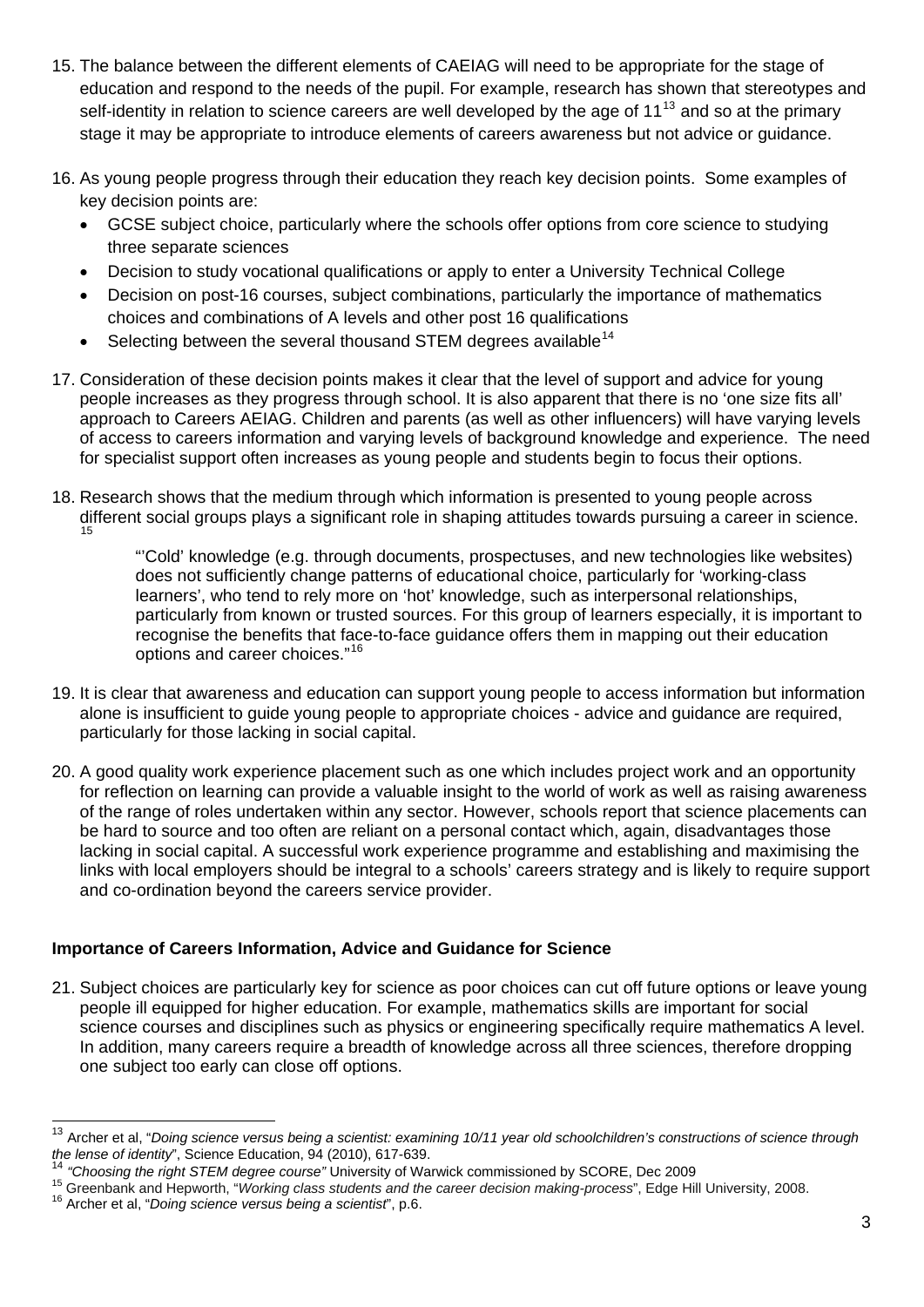15. The balance between the different elements of CAEIAG will need to be appropriate for the stage of education and respond to the needs of the pupil. For example, research has shown that stereotypes and self-identity in relation to science careers are well developed by the age of 11[13] and so at the primary stage it may be appropriate to introduce elements of careers awareness but not advice or guidance.

16. As young people progress through their education they reach key decision points. Some examples of key decision points are:
    - GCSE subject choice, particularly where the schools offer options from core science to studying three separate sciences
    - Decision to study vocational qualifications or apply to enter a University Technical College
    - Decision on post-16 courses, subject combinations, particularly the importance of mathematics choices and combinations of A levels and other post 16 qualifications
    - Selecting between the several thousand STEM degrees available[14]

17. Consideration of these decision points makes it clear that the level of support and advice for young people increases as they progress through school. It is also apparent that there is no 'one size fits all' approach to Careers AEIAG. Children and parents (as well as other influencers) will have varying levels of access to careers information and varying levels of background knowledge and experience. The need for specialist support often increases as young people and students begin to focus their options.

18. Research shows that the medium through which information is presented to young people across different social groups plays a significant role in shaping attitudes towards pursuing a career in science.[15]

    > "'Cold' knowledge (e.g. through documents, prospectuses, and new technologies like websites) does not sufficiently change patterns of educational choice, particularly for 'working-class learners', who tend to rely more on 'hot' knowledge, such as interpersonal relationships, particularly from known or trusted sources. For this group of learners especially, it is important to recognise the benefits that face-to-face guidance offers them in mapping out their education options and career choices."[16]

19. It is clear that awareness and education can support young people to access information but information alone is insufficient to guide young people to appropriate choices - advice and guidance are required, particularly for those lacking in social capital.

20. A good quality work experience placement such as one which includes project work and an opportunity for reflection on learning can provide a valuable insight to the world of work as well as raising awareness of the range of roles undertaken within any sector. However, schools report that science placements can be hard to source and too often are reliant on a personal contact which, again, disadvantages those lacking in social capital. A successful work experience programme and establishing and maximising the links with local employers should be integral to a schools' careers strategy and is likely to require support and co-ordination beyond the careers service provider.

**Importance of Careers Information, Advice and Guidance for Science**

21. Subject choices are particularly key for science as poor choices can cut off future options or leave young people ill equipped for higher education. For example, mathematics skills are important for social science courses and disciplines such as physics or engineering specifically require mathematics A level. In addition, many careers require a breadth of knowledge across all three sciences, therefore dropping one subject too early can close off options.

---

[13] Archer et al, "*Doing science versus being a scientist: examining 10/11 year old schoolchildren's constructions of science through the lense of identity*", Science Education, 94 (2010), 617-639.

[14] *"Choosing the right STEM degree course"* University of Warwick commissioned by SCORE, Dec 2009

[15] Greenbank and Hepworth, "*Working class students and the career decision making-process*", Edge Hill University, 2008.

[16] Archer et al, "*Doing science versus being a scientist*", p.6.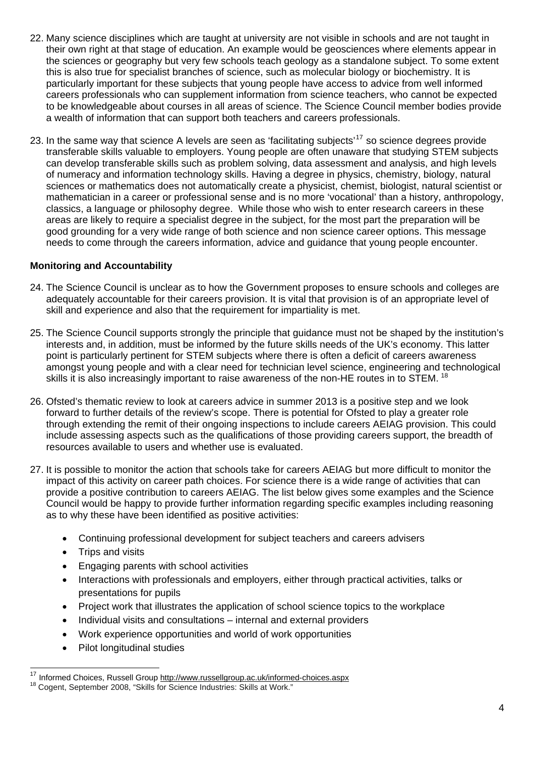22. Many science disciplines which are taught at university are not visible in schools and are not taught in their own right at that stage of education. An example would be geosciences where elements appear in the sciences or geography but very few schools teach geology as a standalone subject. To some extent this is also true for specialist branches of science, such as molecular biology or biochemistry. It is particularly important for these subjects that young people have access to advice from well informed careers professionals who can supplement information from science teachers, who cannot be expected to be knowledgeable about courses in all areas of science. The Science Council member bodies provide a wealth of information that can support both teachers and careers professionals.

23. In the same way that science A levels are seen as 'facilitating subjects'[17] so science degrees provide transferable skills valuable to employers. Young people are often unaware that studying STEM subjects can develop transferable skills such as problem solving, data assessment and analysis, and high levels of numeracy and information technology skills. Having a degree in physics, chemistry, biology, natural sciences or mathematics does not automatically create a physicist, chemist, biologist, natural scientist or mathematician in a career or professional sense and is no more 'vocational' than a history, anthropology, classics, a language or philosophy degree. While those who wish to enter research careers in these areas are likely to require a specialist degree in the subject, for the most part the preparation will be good grounding for a very wide range of both science and non science career options. This message needs to come through the careers information, advice and guidance that young people encounter.

**Monitoring and Accountability**

24. The Science Council is unclear as to how the Government proposes to ensure schools and colleges are adequately accountable for their careers provision. It is vital that provision is of an appropriate level of skill and experience and also that the requirement for impartiality is met.

25. The Science Council supports strongly the principle that guidance must not be shaped by the institution's interests and, in addition, must be informed by the future skills needs of the UK's economy. This latter point is particularly pertinent for STEM subjects where there is often a deficit of careers awareness amongst young people and with a clear need for technician level science, engineering and technological skills it is also increasingly important to raise awareness of the non-HE routes in to STEM. [18]

26. Ofsted's thematic review to look at careers advice in summer 2013 is a positive step and we look forward to further details of the review's scope. There is potential for Ofsted to play a greater role through extending the remit of their ongoing inspections to include careers AEIAG provision. This could include assessing aspects such as the qualifications of those providing careers support, the breadth of resources available to users and whether use is evaluated.

27. It is possible to monitor the action that schools take for careers AEIAG but more difficult to monitor the impact of this activity on career path choices. For science there is a wide range of activities that can provide a positive contribution to careers AEIAG. The list below gives some examples and the Science Council would be happy to provide further information regarding specific examples including reasoning as to why these have been identified as positive activities:

    - Continuing professional development for subject teachers and careers advisers
    - Trips and visits
    - Engaging parents with school activities
    - Interactions with professionals and employers, either through practical activities, talks or presentations for pupils
    - Project work that illustrates the application of school science topics to the workplace
    - Individual visits and consultations – internal and external providers
    - Work experience opportunities and world of work opportunities
    - Pilot longitudinal studies

[17] Informed Choices, Russell Group http://www.russellgroup.ac.uk/informed-choices.aspx
[18] Cogent, September 2008, "Skills for Science Industries: Skills at Work."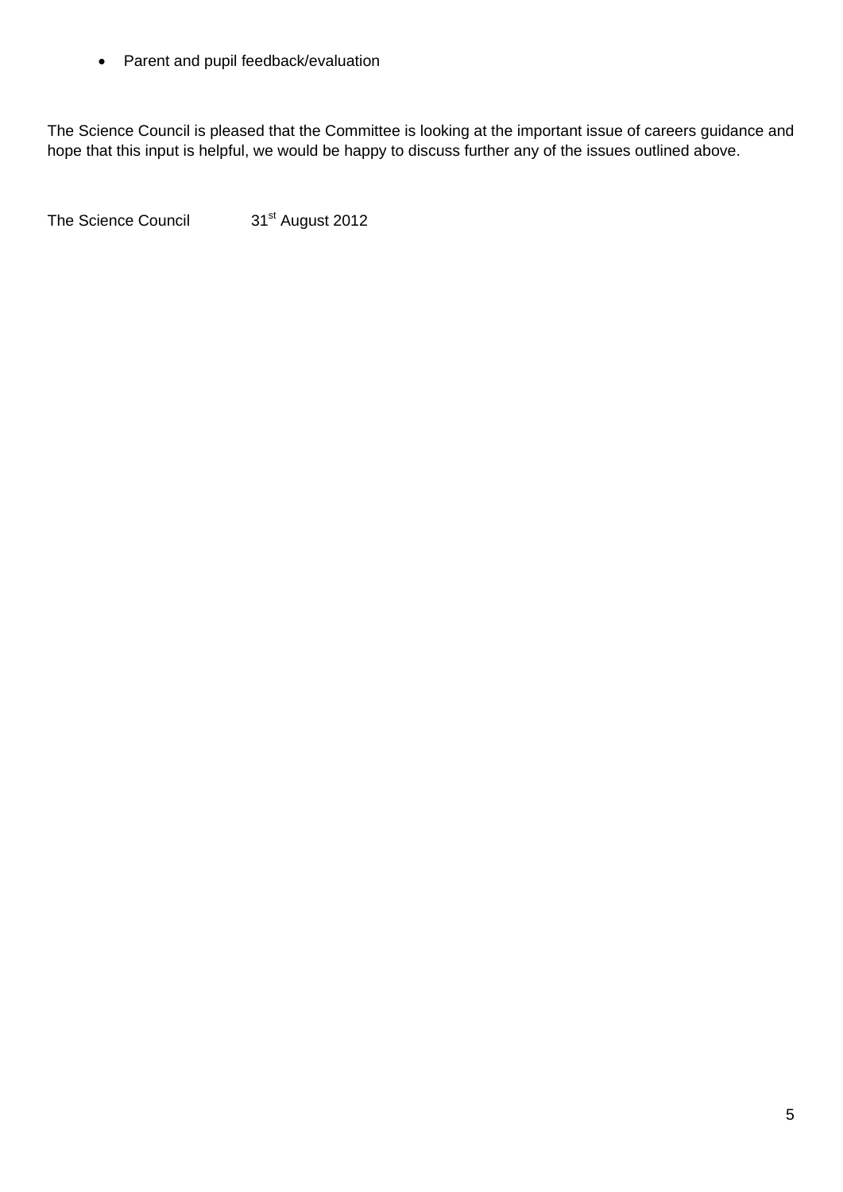- Parent and pupil feedback/evaluation

The Science Council is pleased that the Committee is looking at the important issue of careers guidance and hope that this input is helpful, we would be happy to discuss further any of the issues outlined above.

The Science Council 31st August 2012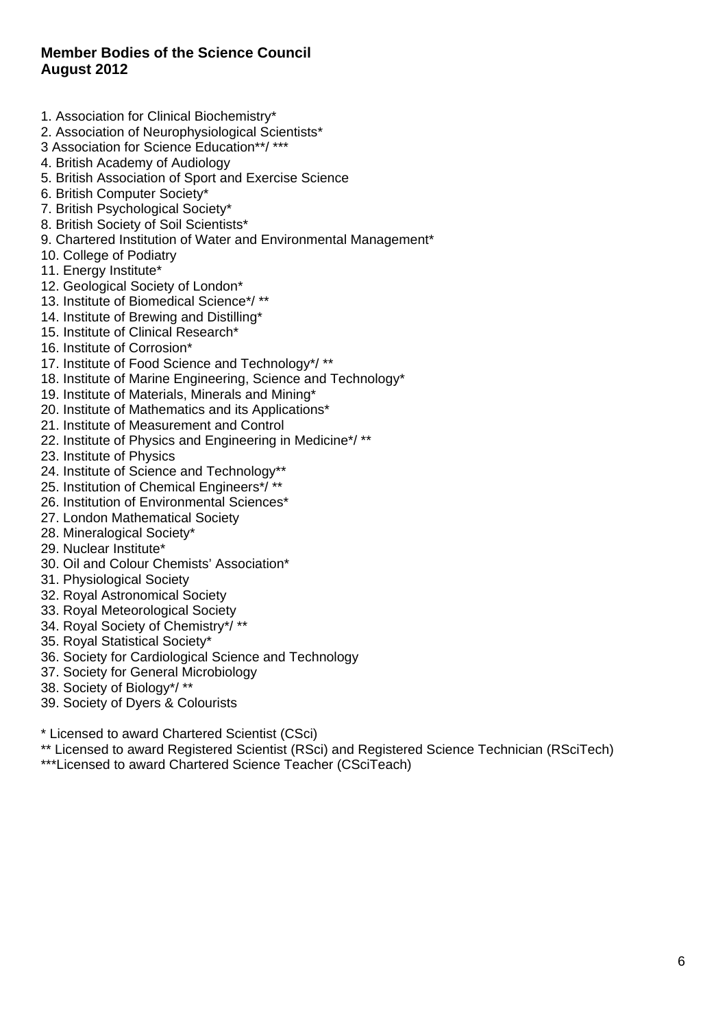**Member Bodies of the Science Council**
**August 2012**

1. Association for Clinical Biochemistry*
2. Association of Neurophysiological Scientists*
3 Association for Science Education**/ ***
4. British Academy of Audiology
5. British Association of Sport and Exercise Science
6. British Computer Society*
7. British Psychological Society*
8. British Society of Soil Scientists*
9. Chartered Institution of Water and Environmental Management*
10. College of Podiatry
11. Energy Institute*
12. Geological Society of London*
13. Institute of Biomedical Science*/ **
14. Institute of Brewing and Distilling*
15. Institute of Clinical Research*
16. Institute of Corrosion*
17. Institute of Food Science and Technology*/ **
18. Institute of Marine Engineering, Science and Technology*
19. Institute of Materials, Minerals and Mining*
20. Institute of Mathematics and its Applications*
21. Institute of Measurement and Control
22. Institute of Physics and Engineering in Medicine*/ **
23. Institute of Physics
24. Institute of Science and Technology**
25. Institution of Chemical Engineers*/ **
26. Institution of Environmental Sciences*
27. London Mathematical Society
28. Mineralogical Society*
29. Nuclear Institute*
30. Oil and Colour Chemists' Association*
31. Physiological Society
32. Royal Astronomical Society
33. Royal Meteorological Society
34. Royal Society of Chemistry*/ **
35. Royal Statistical Society*
36. Society for Cardiological Science and Technology
37. Society for General Microbiology
38. Society of Biology*/ **
39. Society of Dyers & Colourists

\* Licensed to award Chartered Scientist (CSci)
** Licensed to award Registered Scientist (RSci) and Registered Science Technician (RSciTech)
***Licensed to award Chartered Science Teacher (CSciTeach)